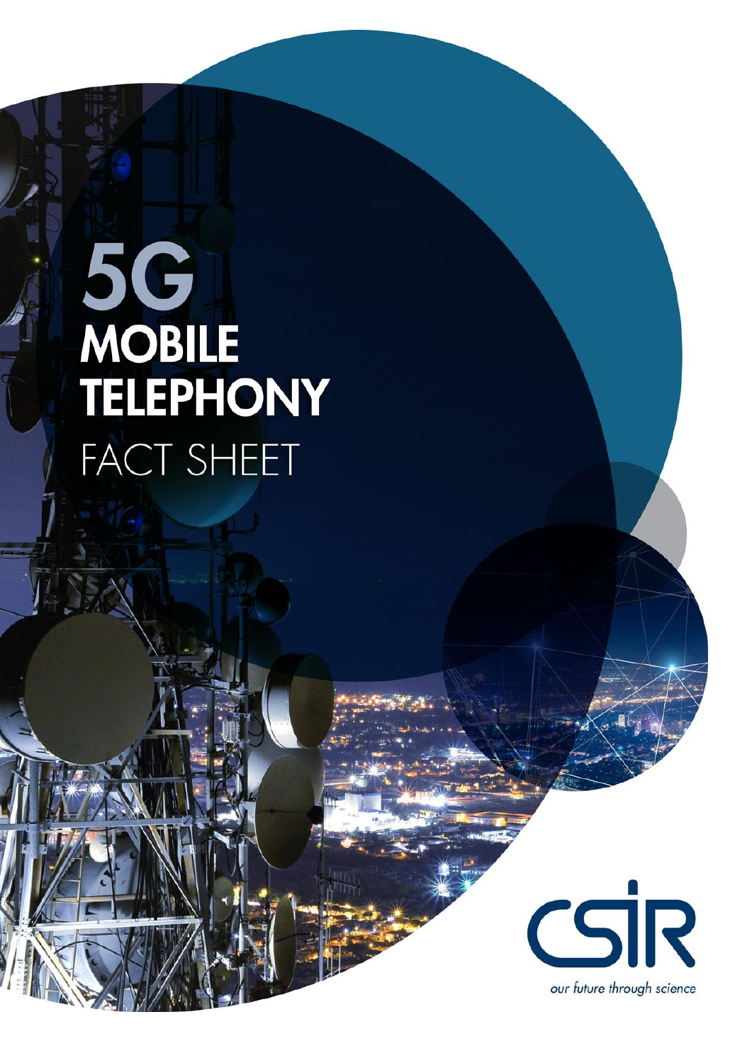# 5G MOBILE TELEPHONY FACT SHEET

CSIR

*our future through science*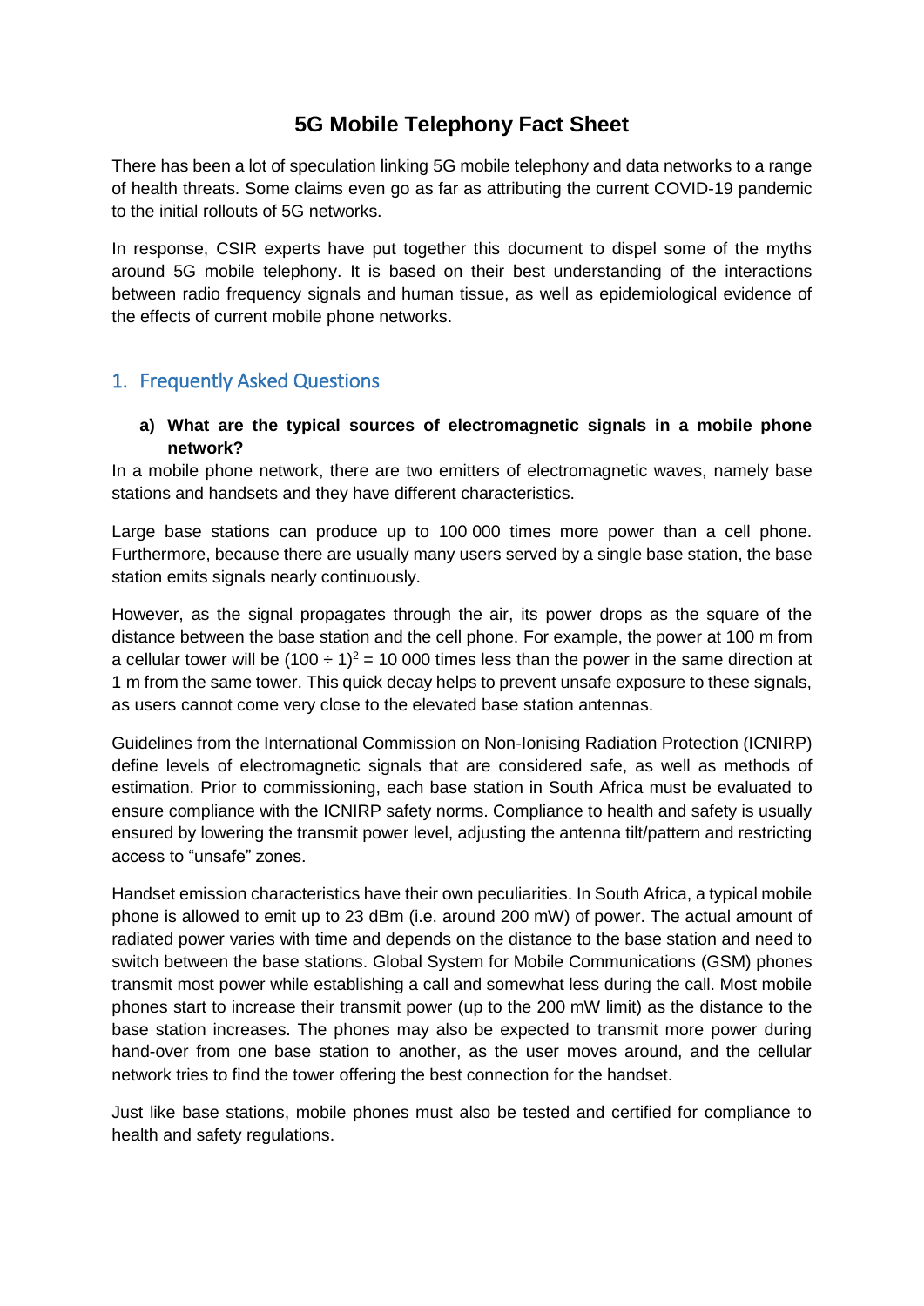# 5G Mobile Telephony Fact Sheet

There has been a lot of speculation linking 5G mobile telephony and data networks to a range of health threats. Some claims even go as far as attributing the current COVID-19 pandemic to the initial rollouts of 5G networks.

In response, CSIR experts have put together this document to dispel some of the myths around 5G mobile telephony. It is based on their best understanding of the interactions between radio frequency signals and human tissue, as well as epidemiological evidence of the effects of current mobile phone networks.

## 1. Frequently Asked Questions

### a) What are the typical sources of electromagnetic signals in a mobile phone network?

In a mobile phone network, there are two emitters of electromagnetic waves, namely base stations and handsets and they have different characteristics.

Large base stations can produce up to 100 000 times more power than a cell phone. Furthermore, because there are usually many users served by a single base station, the base station emits signals nearly continuously.

However, as the signal propagates through the air, its power drops as the square of the distance between the base station and the cell phone. For example, the power at 100 m from a cellular tower will be $(100 \div 1)^2 = 10\ 000$ times less than the power in the same direction at 1 m from the same tower. This quick decay helps to prevent unsafe exposure to these signals, as users cannot come very close to the elevated base station antennas.

Guidelines from the International Commission on Non-Ionising Radiation Protection (ICNIRP) define levels of electromagnetic signals that are considered safe, as well as methods of estimation. Prior to commissioning, each base station in South Africa must be evaluated to ensure compliance with the ICNIRP safety norms. Compliance to health and safety is usually ensured by lowering the transmit power level, adjusting the antenna tilt/pattern and restricting access to "unsafe" zones.

Handset emission characteristics have their own peculiarities. In South Africa, a typical mobile phone is allowed to emit up to 23 dBm (i.e. around 200 mW) of power. The actual amount of radiated power varies with time and depends on the distance to the base station and need to switch between the base stations. Global System for Mobile Communications (GSM) phones transmit most power while establishing a call and somewhat less during the call. Most mobile phones start to increase their transmit power (up to the 200 mW limit) as the distance to the base station increases. The phones may also be expected to transmit more power during hand-over from one base station to another, as the user moves around, and the cellular network tries to find the tower offering the best connection for the handset.

Just like base stations, mobile phones must also be tested and certified for compliance to health and safety regulations.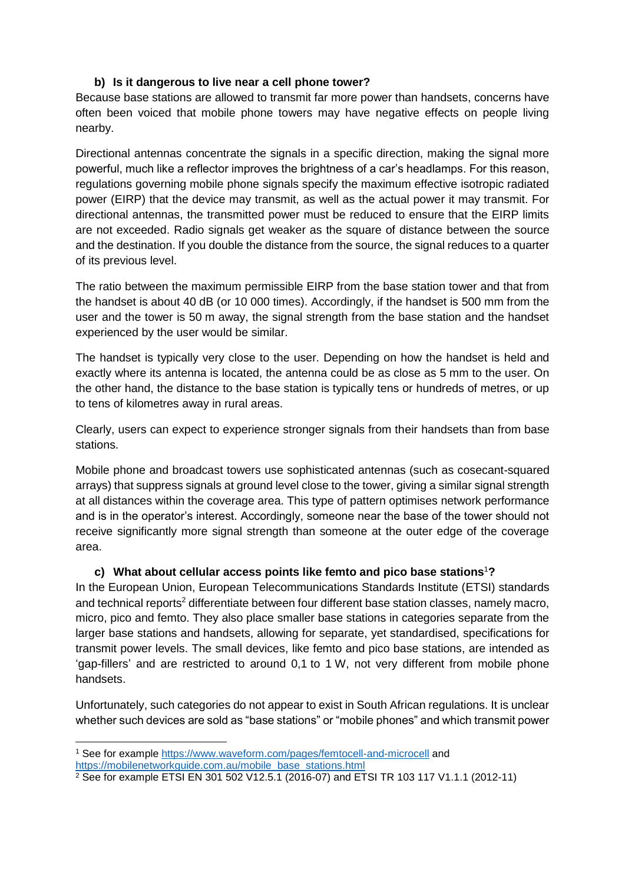### b) Is it dangerous to live near a cell phone tower?

Because base stations are allowed to transmit far more power than handsets, concerns have often been voiced that mobile phone towers may have negative effects on people living nearby.

Directional antennas concentrate the signals in a specific direction, making the signal more powerful, much like a reflector improves the brightness of a car's headlamps. For this reason, regulations governing mobile phone signals specify the maximum effective isotropic radiated power (EIRP) that the device may transmit, as well as the actual power it may transmit. For directional antennas, the transmitted power must be reduced to ensure that the EIRP limits are not exceeded. Radio signals get weaker as the square of distance between the source and the destination. If you double the distance from the source, the signal reduces to a quarter of its previous level.

The ratio between the maximum permissible EIRP from the base station tower and that from the handset is about 40 dB (or 10 000 times). Accordingly, if the handset is 500 mm from the user and the tower is 50 m away, the signal strength from the base station and the handset experienced by the user would be similar.

The handset is typically very close to the user. Depending on how the handset is held and exactly where its antenna is located, the antenna could be as close as 5 mm to the user. On the other hand, the distance to the base station is typically tens or hundreds of metres, or up to tens of kilometres away in rural areas.

Clearly, users can expect to experience stronger signals from their handsets than from base stations.

Mobile phone and broadcast towers use sophisticated antennas (such as cosecant-squared arrays) that suppress signals at ground level close to the tower, giving a similar signal strength at all distances within the coverage area. This type of pattern optimises network performance and is in the operator's interest. Accordingly, someone near the base of the tower should not receive significantly more signal strength than someone at the outer edge of the coverage area.

### c) What about cellular access points like femto and pico base stations[1]?

In the European Union, European Telecommunications Standards Institute (ETSI) standards and technical reports[2] differentiate between four different base station classes, namely macro, micro, pico and femto. They also place smaller base stations in categories separate from the larger base stations and handsets, allowing for separate, yet standardised, specifications for transmit power levels. The small devices, like femto and pico base stations, are intended as 'gap-fillers' and are restricted to around 0,1 to 1 W, not very different from mobile phone handsets.

Unfortunately, such categories do not appear to exist in South African regulations. It is unclear whether such devices are sold as "base stations" or "mobile phones" and which transmit power

---

[1] See for example https://www.waveform.com/pages/femtocell-and-microcell and https://mobilenetworkguide.com.au/mobile_base_stations.html

[2] See for example ETSI EN 301 502 V12.5.1 (2016-07) and ETSI TR 103 117 V1.1.1 (2012-11)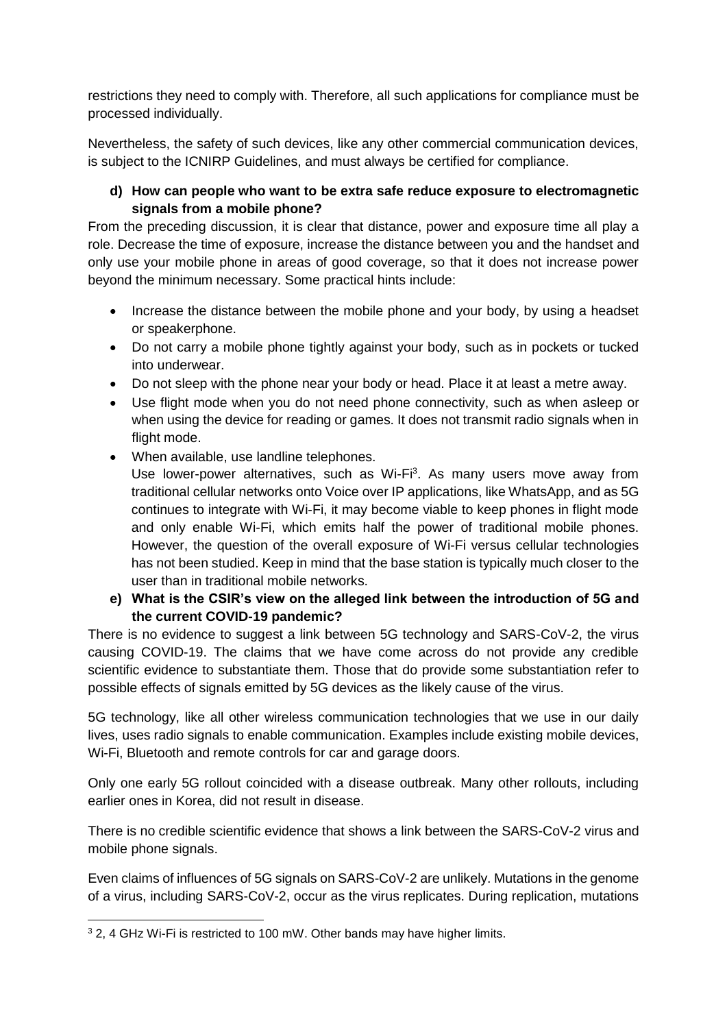restrictions they need to comply with. Therefore, all such applications for compliance must be processed individually.

Nevertheless, the safety of such devices, like any other commercial communication devices, is subject to the ICNIRP Guidelines, and must always be certified for compliance.

**d) How can people who want to be extra safe reduce exposure to electromagnetic signals from a mobile phone?**

From the preceding discussion, it is clear that distance, power and exposure time all play a role. Decrease the time of exposure, increase the distance between you and the handset and only use your mobile phone in areas of good coverage, so that it does not increase power beyond the minimum necessary. Some practical hints include:

- Increase the distance between the mobile phone and your body, by using a headset or speakerphone.
- Do not carry a mobile phone tightly against your body, such as in pockets or tucked into underwear.
- Do not sleep with the phone near your body or head. Place it at least a metre away.
- Use flight mode when you do not need phone connectivity, such as when asleep or when using the device for reading or games. It does not transmit radio signals when in flight mode.
- When available, use landline telephones.
  Use lower-power alternatives, such as Wi-Fi[3]. As many users move away from traditional cellular networks onto Voice over IP applications, like WhatsApp, and as 5G continues to integrate with Wi-Fi, it may become viable to keep phones in flight mode and only enable Wi-Fi, which emits half the power of traditional mobile phones. However, the question of the overall exposure of Wi-Fi versus cellular technologies has not been studied. Keep in mind that the base station is typically much closer to the user than in traditional mobile networks.

**e) What is the CSIR's view on the alleged link between the introduction of 5G and the current COVID-19 pandemic?**

There is no evidence to suggest a link between 5G technology and SARS-CoV-2, the virus causing COVID-19. The claims that we have come across do not provide any credible scientific evidence to substantiate them. Those that do provide some substantiation refer to possible effects of signals emitted by 5G devices as the likely cause of the virus.

5G technology, like all other wireless communication technologies that we use in our daily lives, uses radio signals to enable communication. Examples include existing mobile devices, Wi-Fi, Bluetooth and remote controls for car and garage doors.

Only one early 5G rollout coincided with a disease outbreak. Many other rollouts, including earlier ones in Korea, did not result in disease.

There is no credible scientific evidence that shows a link between the SARS-CoV-2 virus and mobile phone signals.

Even claims of influences of 5G signals on SARS-CoV-2 are unlikely. Mutations in the genome of a virus, including SARS-CoV-2, occur as the virus replicates. During replication, mutations

[3] 2, 4 GHz Wi-Fi is restricted to 100 mW. Other bands may have higher limits.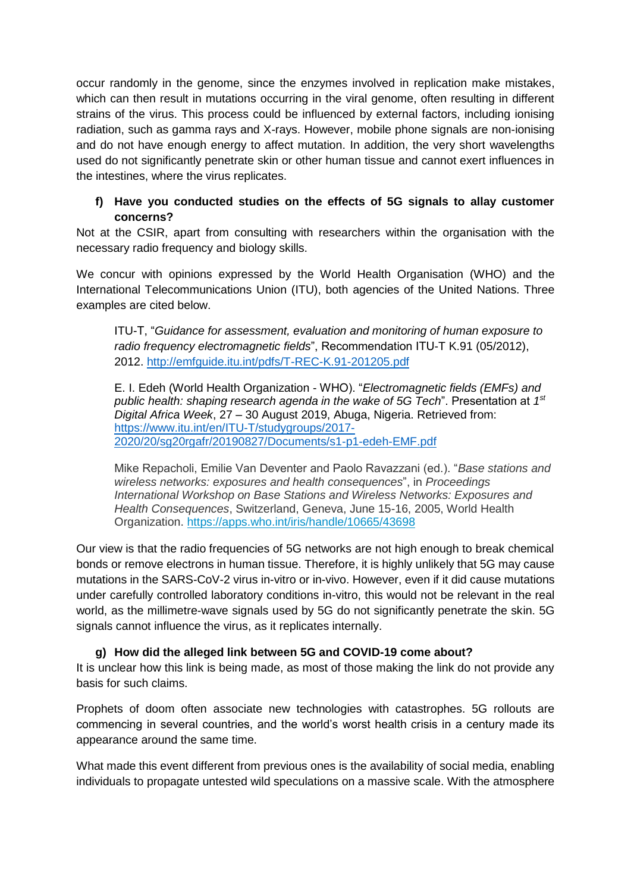occur randomly in the genome, since the enzymes involved in replication make mistakes, which can then result in mutations occurring in the viral genome, often resulting in different strains of the virus. This process could be influenced by external factors, including ionising radiation, such as gamma rays and X-rays. However, mobile phone signals are non-ionising and do not have enough energy to affect mutation. In addition, the very short wavelengths used do not significantly penetrate skin or other human tissue and cannot exert influences in the intestines, where the virus replicates.

**f) Have you conducted studies on the effects of 5G signals to allay customer concerns?**

Not at the CSIR, apart from consulting with researchers within the organisation with the necessary radio frequency and biology skills.

We concur with opinions expressed by the World Health Organisation (WHO) and the International Telecommunications Union (ITU), both agencies of the United Nations. Three examples are cited below.

> ITU-T, "*Guidance for assessment, evaluation and monitoring of human exposure to radio frequency electromagnetic fields*", Recommendation ITU-T K.91 (05/2012), 2012. http://emfguide.itu.int/pdfs/T-REC-K.91-201205.pdf
>
> E. I. Edeh (World Health Organization - WHO). "*Electromagnetic fields (EMFs) and public health: shaping research agenda in the wake of 5G Tech*". Presentation at *1st Digital Africa Week*, 27 – 30 August 2019, Abuga, Nigeria. Retrieved from: https://www.itu.int/en/ITU-T/studygroups/2017-2020/20/sg20rgafr/20190827/Documents/s1-p1-edeh-EMF.pdf
>
> Mike Repacholi, Emilie Van Deventer and Paolo Ravazzani (ed.). "*Base stations and wireless networks: exposures and health consequences*", in *Proceedings International Workshop on Base Stations and Wireless Networks: Exposures and Health Consequences*, Switzerland, Geneva, June 15-16, 2005, World Health Organization. https://apps.who.int/iris/handle/10665/43698

Our view is that the radio frequencies of 5G networks are not high enough to break chemical bonds or remove electrons in human tissue. Therefore, it is highly unlikely that 5G may cause mutations in the SARS-CoV-2 virus in-vitro or in-vivo. However, even if it did cause mutations under carefully controlled laboratory conditions in-vitro, this would not be relevant in the real world, as the millimetre-wave signals used by 5G do not significantly penetrate the skin. 5G signals cannot influence the virus, as it replicates internally.

**g) How did the alleged link between 5G and COVID-19 come about?**

It is unclear how this link is being made, as most of those making the link do not provide any basis for such claims.

Prophets of doom often associate new technologies with catastrophes. 5G rollouts are commencing in several countries, and the world's worst health crisis in a century made its appearance around the same time.

What made this event different from previous ones is the availability of social media, enabling individuals to propagate untested wild speculations on a massive scale. With the atmosphere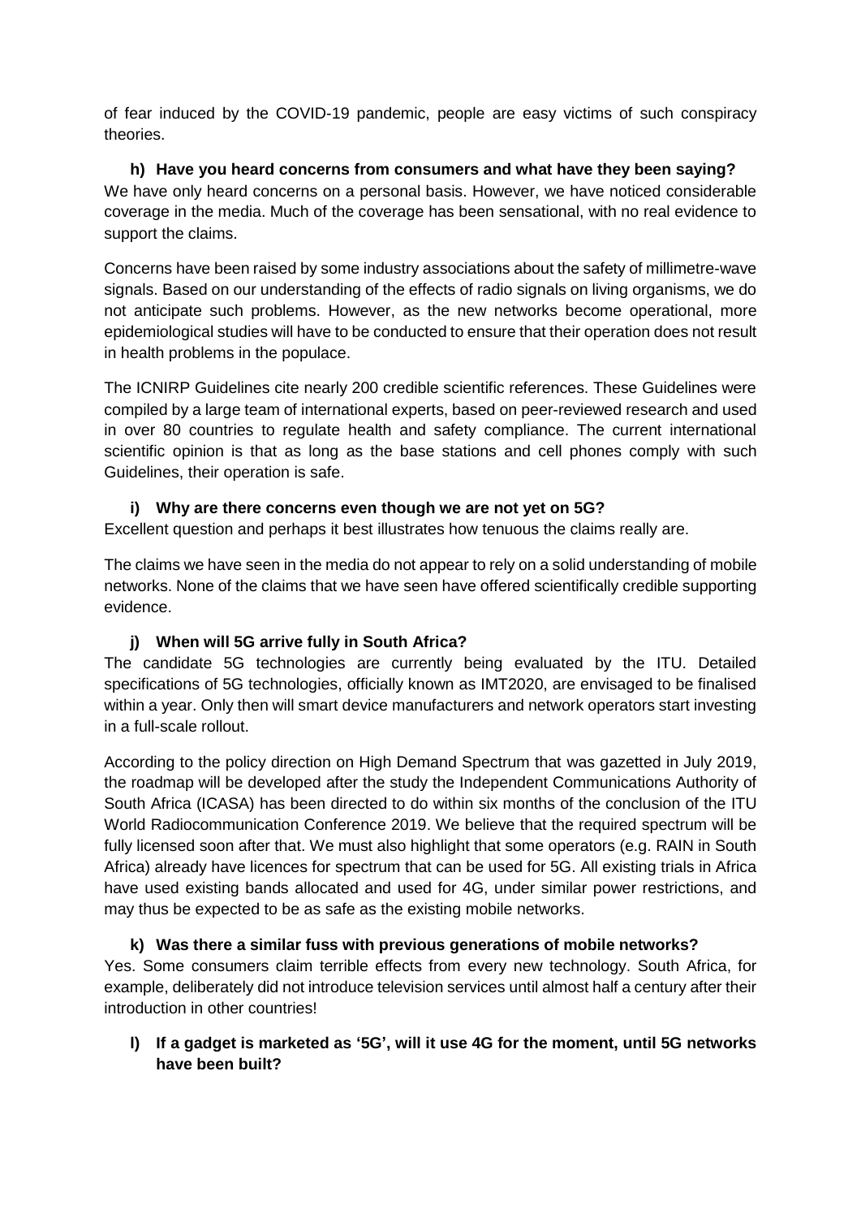of fear induced by the COVID-19 pandemic, people are easy victims of such conspiracy theories.

**h) Have you heard concerns from consumers and what have they been saying?**

We have only heard concerns on a personal basis. However, we have noticed considerable coverage in the media. Much of the coverage has been sensational, with no real evidence to support the claims.

Concerns have been raised by some industry associations about the safety of millimetre-wave signals. Based on our understanding of the effects of radio signals on living organisms, we do not anticipate such problems. However, as the new networks become operational, more epidemiological studies will have to be conducted to ensure that their operation does not result in health problems in the populace.

The ICNIRP Guidelines cite nearly 200 credible scientific references. These Guidelines were compiled by a large team of international experts, based on peer-reviewed research and used in over 80 countries to regulate health and safety compliance. The current international scientific opinion is that as long as the base stations and cell phones comply with such Guidelines, their operation is safe.

**i) Why are there concerns even though we are not yet on 5G?**

Excellent question and perhaps it best illustrates how tenuous the claims really are.

The claims we have seen in the media do not appear to rely on a solid understanding of mobile networks. None of the claims that we have seen have offered scientifically credible supporting evidence.

**j) When will 5G arrive fully in South Africa?**

The candidate 5G technologies are currently being evaluated by the ITU. Detailed specifications of 5G technologies, officially known as IMT2020, are envisaged to be finalised within a year. Only then will smart device manufacturers and network operators start investing in a full-scale rollout.

According to the policy direction on High Demand Spectrum that was gazetted in July 2019, the roadmap will be developed after the study the Independent Communications Authority of South Africa (ICASA) has been directed to do within six months of the conclusion of the ITU World Radiocommunication Conference 2019. We believe that the required spectrum will be fully licensed soon after that. We must also highlight that some operators (e.g. RAIN in South Africa) already have licences for spectrum that can be used for 5G. All existing trials in Africa have used existing bands allocated and used for 4G, under similar power restrictions, and may thus be expected to be as safe as the existing mobile networks.

**k) Was there a similar fuss with previous generations of mobile networks?**

Yes. Some consumers claim terrible effects from every new technology. South Africa, for example, deliberately did not introduce television services until almost half a century after their introduction in other countries!

**l) If a gadget is marketed as '5G', will it use 4G for the moment, until 5G networks have been built?**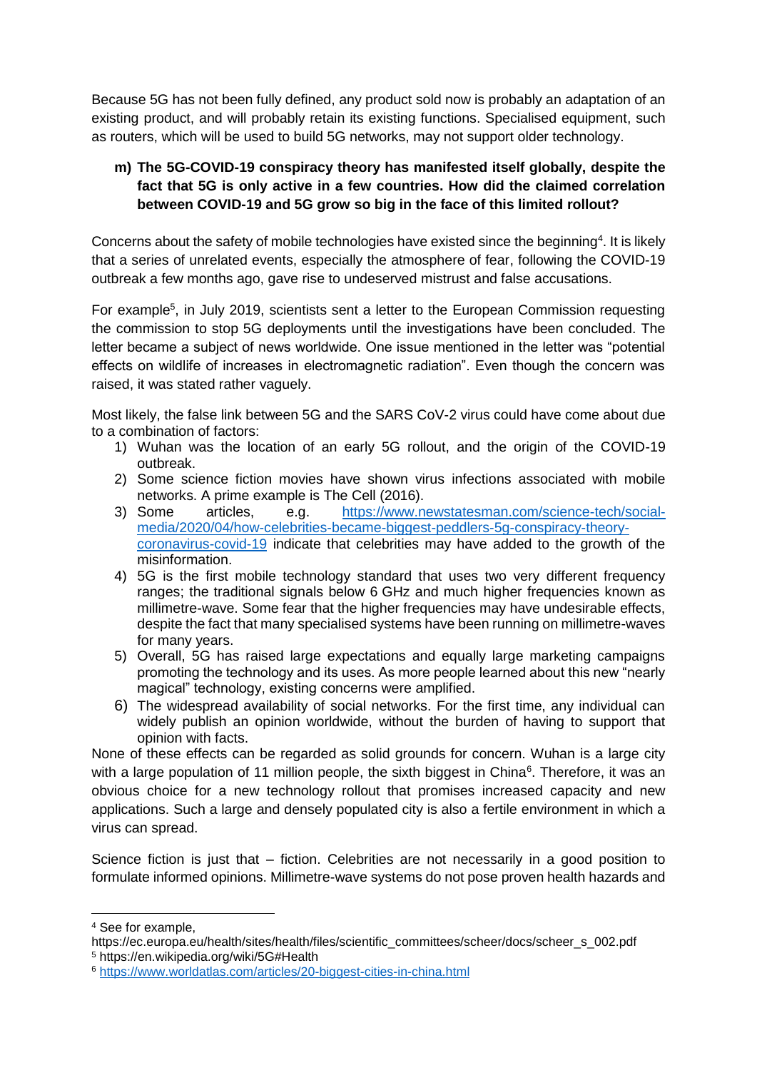Because 5G has not been fully defined, any product sold now is probably an adaptation of an existing product, and will probably retain its existing functions. Specialised equipment, such as routers, which will be used to build 5G networks, may not support older technology.

**m) The 5G-COVID-19 conspiracy theory has manifested itself globally, despite the fact that 5G is only active in a few countries. How did the claimed correlation between COVID-19 and 5G grow so big in the face of this limited rollout?**

Concerns about the safety of mobile technologies have existed since the beginning[4]. It is likely that a series of unrelated events, especially the atmosphere of fear, following the COVID-19 outbreak a few months ago, gave rise to undeserved mistrust and false accusations.

For example[5], in July 2019, scientists sent a letter to the European Commission requesting the commission to stop 5G deployments until the investigations have been concluded. The letter became a subject of news worldwide. One issue mentioned in the letter was "potential effects on wildlife of increases in electromagnetic radiation". Even though the concern was raised, it was stated rather vaguely.

Most likely, the false link between 5G and the SARS CoV-2 virus could have come about due to a combination of factors:

1) Wuhan was the location of an early 5G rollout, and the origin of the COVID-19 outbreak.
2) Some science fiction movies have shown virus infections associated with mobile networks. A prime example is The Cell (2016).
3) Some articles, e.g. https://www.newstatesman.com/science-tech/social-media/2020/04/how-celebrities-became-biggest-peddlers-5g-conspiracy-theory-coronavirus-covid-19 indicate that celebrities may have added to the growth of the misinformation.
4) 5G is the first mobile technology standard that uses two very different frequency ranges; the traditional signals below 6 GHz and much higher frequencies known as millimetre-wave. Some fear that the higher frequencies may have undesirable effects, despite the fact that many specialised systems have been running on millimetre-waves for many years.
5) Overall, 5G has raised large expectations and equally large marketing campaigns promoting the technology and its uses. As more people learned about this new "nearly magical" technology, existing concerns were amplified.
6) The widespread availability of social networks. For the first time, any individual can widely publish an opinion worldwide, without the burden of having to support that opinion with facts.

None of these effects can be regarded as solid grounds for concern. Wuhan is a large city with a large population of 11 million people, the sixth biggest in China[6]. Therefore, it was an obvious choice for a new technology rollout that promises increased capacity and new applications. Such a large and densely populated city is also a fertile environment in which a virus can spread.

Science fiction is just that – fiction. Celebrities are not necessarily in a good position to formulate informed opinions. Millimetre-wave systems do not pose proven health hazards and

---

[4] See for example, https://ec.europa.eu/health/sites/health/files/scientific_committees/scheer/docs/scheer_s_002.pdf

[5] https://en.wikipedia.org/wiki/5G#Health

[6] https://www.worldatlas.com/articles/20-biggest-cities-in-china.html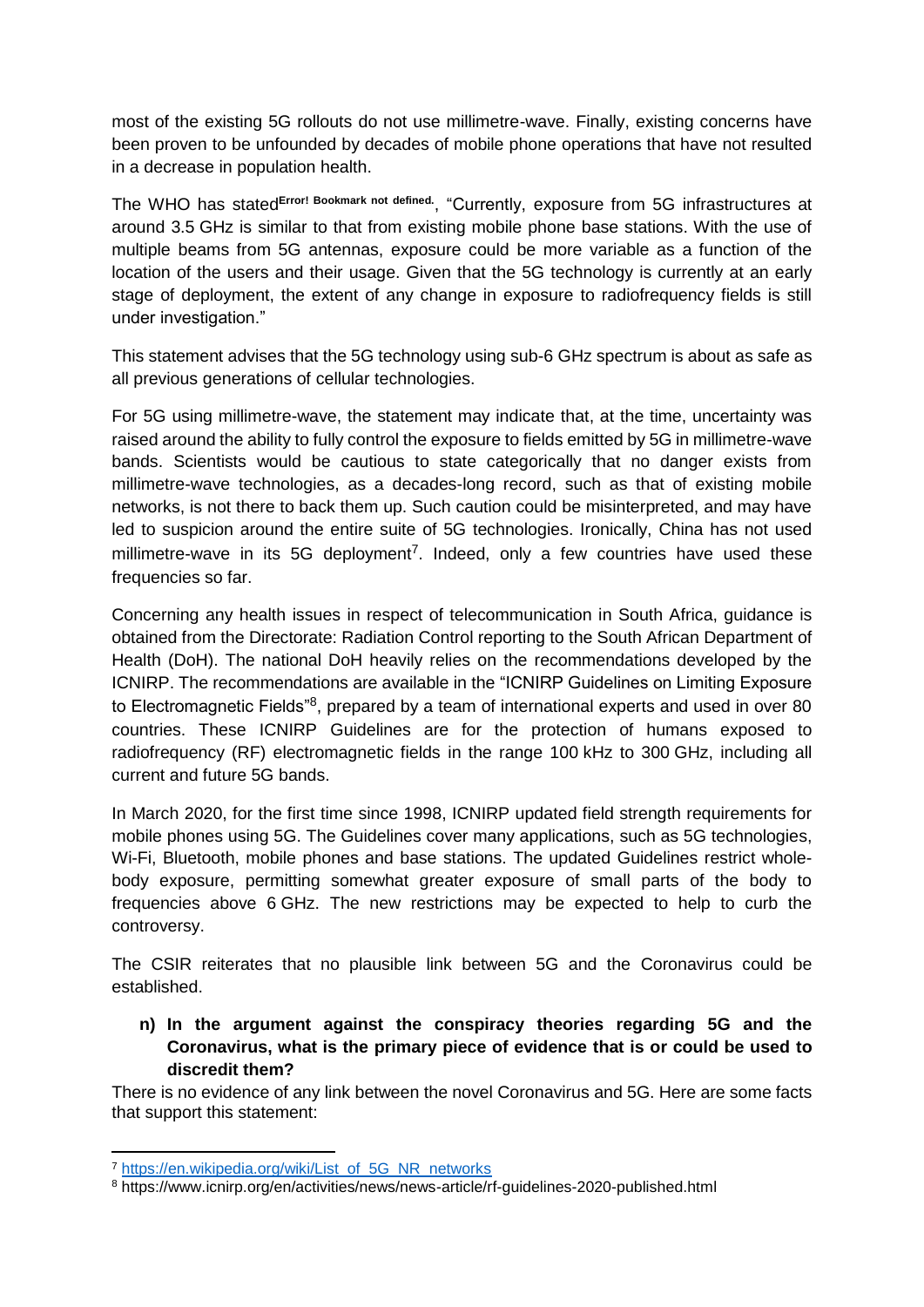most of the existing 5G rollouts do not use millimetre-wave. Finally, existing concerns have been proven to be unfounded by decades of mobile phone operations that have not resulted in a decrease in population health.

The WHO has stated**Error! Bookmark not defined.**, "Currently, exposure from 5G infrastructures at around 3.5 GHz is similar to that from existing mobile phone base stations. With the use of multiple beams from 5G antennas, exposure could be more variable as a function of the location of the users and their usage. Given that the 5G technology is currently at an early stage of deployment, the extent of any change in exposure to radiofrequency fields is still under investigation."

This statement advises that the 5G technology using sub-6 GHz spectrum is about as safe as all previous generations of cellular technologies.

For 5G using millimetre-wave, the statement may indicate that, at the time, uncertainty was raised around the ability to fully control the exposure to fields emitted by 5G in millimetre-wave bands. Scientists would be cautious to state categorically that no danger exists from millimetre-wave technologies, as a decades-long record, such as that of existing mobile networks, is not there to back them up. Such caution could be misinterpreted, and may have led to suspicion around the entire suite of 5G technologies. Ironically, China has not used millimetre-wave in its 5G deployment[7]. Indeed, only a few countries have used these frequencies so far.

Concerning any health issues in respect of telecommunication in South Africa, guidance is obtained from the Directorate: Radiation Control reporting to the South African Department of Health (DoH). The national DoH heavily relies on the recommendations developed by the ICNIRP. The recommendations are available in the "ICNIRP Guidelines on Limiting Exposure to Electromagnetic Fields"[8], prepared by a team of international experts and used in over 80 countries. These ICNIRP Guidelines are for the protection of humans exposed to radiofrequency (RF) electromagnetic fields in the range 100 kHz to 300 GHz, including all current and future 5G bands.

In March 2020, for the first time since 1998, ICNIRP updated field strength requirements for mobile phones using 5G. The Guidelines cover many applications, such as 5G technologies, Wi-Fi, Bluetooth, mobile phones and base stations. The updated Guidelines restrict whole-body exposure, permitting somewhat greater exposure of small parts of the body to frequencies above 6 GHz. The new restrictions may be expected to help to curb the controversy.

The CSIR reiterates that no plausible link between 5G and the Coronavirus could be established.

**n) In the argument against the conspiracy theories regarding 5G and the Coronavirus, what is the primary piece of evidence that is or could be used to discredit them?**

There is no evidence of any link between the novel Coronavirus and 5G. Here are some facts that support this statement:

---

[7] https://en.wikipedia.org/wiki/List_of_5G_NR_networks

[8] https://www.icnirp.org/en/activities/news/news-article/rf-guidelines-2020-published.html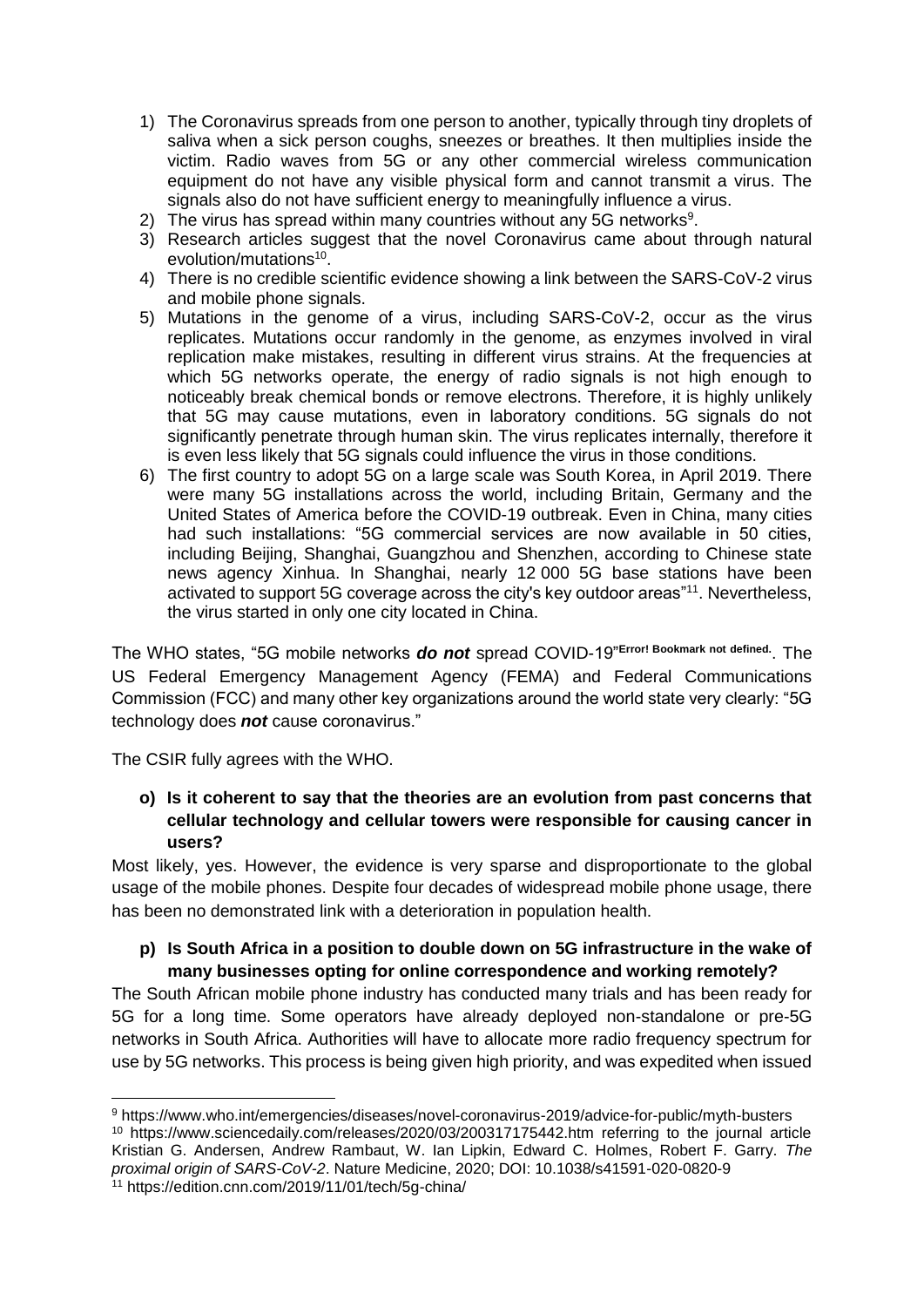1) The Coronavirus spreads from one person to another, typically through tiny droplets of saliva when a sick person coughs, sneezes or breathes. It then multiplies inside the victim. Radio waves from 5G or any other commercial wireless communication equipment do not have any visible physical form and cannot transmit a virus. The signals also do not have sufficient energy to meaningfully influence a virus.
2) The virus has spread within many countries without any 5G networks[9].
3) Research articles suggest that the novel Coronavirus came about through natural evolution/mutations[10].
4) There is no credible scientific evidence showing a link between the SARS-CoV-2 virus and mobile phone signals.
5) Mutations in the genome of a virus, including SARS-CoV-2, occur as the virus replicates. Mutations occur randomly in the genome, as enzymes involved in viral replication make mistakes, resulting in different virus strains. At the frequencies at which 5G networks operate, the energy of radio signals is not high enough to noticeably break chemical bonds or remove electrons. Therefore, it is highly unlikely that 5G may cause mutations, even in laboratory conditions. 5G signals do not significantly penetrate through human skin. The virus replicates internally, therefore it is even less likely that 5G signals could influence the virus in those conditions.
6) The first country to adopt 5G on a large scale was South Korea, in April 2019. There were many 5G installations across the world, including Britain, Germany and the United States of America before the COVID-19 outbreak. Even in China, many cities had such installations: "5G commercial services are now available in 50 cities, including Beijing, Shanghai, Guangzhou and Shenzhen, according to Chinese state news agency Xinhua. In Shanghai, nearly 12 000 5G base stations have been activated to support 5G coverage across the city's key outdoor areas"[11]. Nevertheless, the virus started in only one city located in China.

The WHO states, "5G mobile networks ***do not*** spread COVID-19"**Error! Bookmark not defined.**. The US Federal Emergency Management Agency (FEMA) and Federal Communications Commission (FCC) and many other key organizations around the world state very clearly: "5G technology does ***not*** cause coronavirus."

The CSIR fully agrees with the WHO.

**o) Is it coherent to say that the theories are an evolution from past concerns that cellular technology and cellular towers were responsible for causing cancer in users?**

Most likely, yes. However, the evidence is very sparse and disproportionate to the global usage of the mobile phones. Despite four decades of widespread mobile phone usage, there has been no demonstrated link with a deterioration in population health.

**p) Is South Africa in a position to double down on 5G infrastructure in the wake of many businesses opting for online correspondence and working remotely?**

The South African mobile phone industry has conducted many trials and has been ready for 5G for a long time. Some operators have already deployed non-standalone or pre-5G networks in South Africa. Authorities will have to allocate more radio frequency spectrum for use by 5G networks. This process is being given high priority, and was expedited when issued

---

[9] https://www.who.int/emergencies/diseases/novel-coronavirus-2019/advice-for-public/myth-busters

[10] https://www.sciencedaily.com/releases/2020/03/200317175442.htm referring to the journal article Kristian G. Andersen, Andrew Rambaut, W. Ian Lipkin, Edward C. Holmes, Robert F. Garry. *The proximal origin of SARS-CoV-2*. Nature Medicine, 2020; DOI: 10.1038/s41591-020-0820-9

[11] https://edition.cnn.com/2019/11/01/tech/5g-china/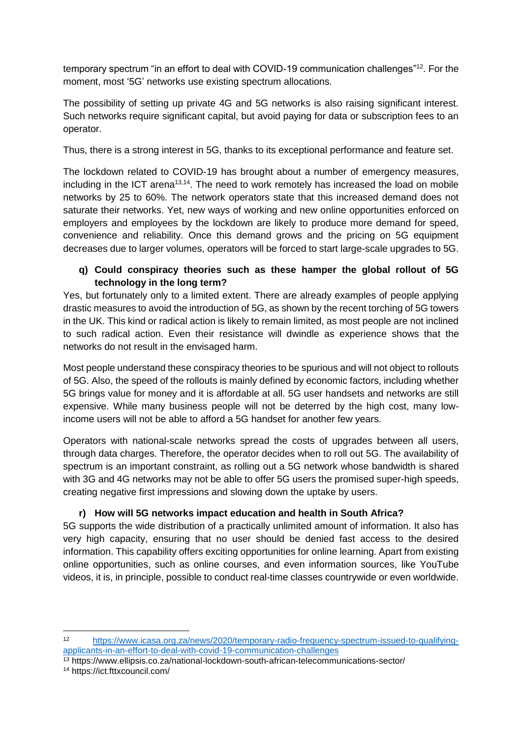temporary spectrum "in an effort to deal with COVID-19 communication challenges"[12]. For the moment, most '5G' networks use existing spectrum allocations.

The possibility of setting up private 4G and 5G networks is also raising significant interest. Such networks require significant capital, but avoid paying for data or subscription fees to an operator.

Thus, there is a strong interest in 5G, thanks to its exceptional performance and feature set.

The lockdown related to COVID-19 has brought about a number of emergency measures, including in the ICT arena[13,14]. The need to work remotely has increased the load on mobile networks by 25 to 60%. The network operators state that this increased demand does not saturate their networks. Yet, new ways of working and new online opportunities enforced on employers and employees by the lockdown are likely to produce more demand for speed, convenience and reliability. Once this demand grows and the pricing on 5G equipment decreases due to larger volumes, operators will be forced to start large-scale upgrades to 5G.

**q) Could conspiracy theories such as these hamper the global rollout of 5G technology in the long term?**

Yes, but fortunately only to a limited extent. There are already examples of people applying drastic measures to avoid the introduction of 5G, as shown by the recent torching of 5G towers in the UK. This kind or radical action is likely to remain limited, as most people are not inclined to such radical action. Even their resistance will dwindle as experience shows that the networks do not result in the envisaged harm.

Most people understand these conspiracy theories to be spurious and will not object to rollouts of 5G. Also, the speed of the rollouts is mainly defined by economic factors, including whether 5G brings value for money and it is affordable at all. 5G user handsets and networks are still expensive. While many business people will not be deterred by the high cost, many low-income users will not be able to afford a 5G handset for another few years.

Operators with national-scale networks spread the costs of upgrades between all users, through data charges. Therefore, the operator decides when to roll out 5G. The availability of spectrum is an important constraint, as rolling out a 5G network whose bandwidth is shared with 3G and 4G networks may not be able to offer 5G users the promised super-high speeds, creating negative first impressions and slowing down the uptake by users.

**r) How will 5G networks impact education and health in South Africa?**

5G supports the wide distribution of a practically unlimited amount of information. It also has very high capacity, ensuring that no user should be denied fast access to the desired information. This capability offers exciting opportunities for online learning. Apart from existing online opportunities, such as online courses, and even information sources, like YouTube videos, it is, in principle, possible to conduct real-time classes countrywide or even worldwide.

---

[12] https://www.icasa.org.za/news/2020/temporary-radio-frequency-spectrum-issued-to-qualifying-applicants-in-an-effort-to-deal-with-covid-19-communication-challenges

[13] https://www.ellipsis.co.za/national-lockdown-south-african-telecommunications-sector/

[14] https://ict.fttxcouncil.com/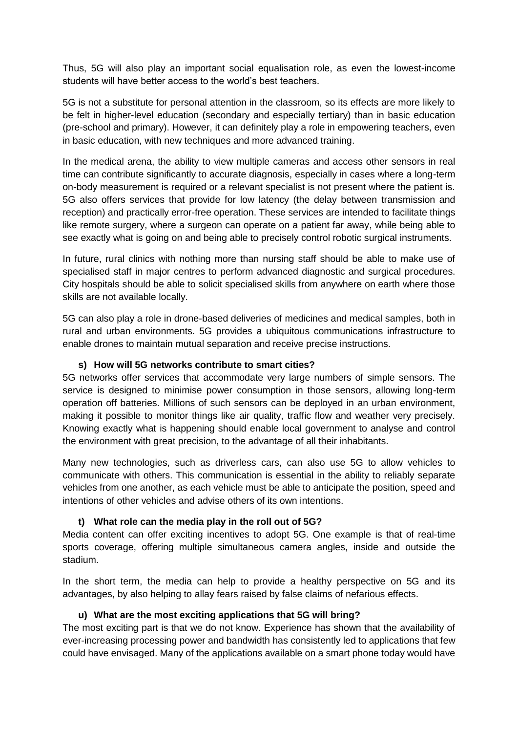Thus, 5G will also play an important social equalisation role, as even the lowest-income students will have better access to the world's best teachers.

5G is not a substitute for personal attention in the classroom, so its effects are more likely to be felt in higher-level education (secondary and especially tertiary) than in basic education (pre-school and primary). However, it can definitely play a role in empowering teachers, even in basic education, with new techniques and more advanced training.

In the medical arena, the ability to view multiple cameras and access other sensors in real time can contribute significantly to accurate diagnosis, especially in cases where a long-term on-body measurement is required or a relevant specialist is not present where the patient is. 5G also offers services that provide for low latency (the delay between transmission and reception) and practically error-free operation. These services are intended to facilitate things like remote surgery, where a surgeon can operate on a patient far away, while being able to see exactly what is going on and being able to precisely control robotic surgical instruments.

In future, rural clinics with nothing more than nursing staff should be able to make use of specialised staff in major centres to perform advanced diagnostic and surgical procedures. City hospitals should be able to solicit specialised skills from anywhere on earth where those skills are not available locally.

5G can also play a role in drone-based deliveries of medicines and medical samples, both in rural and urban environments. 5G provides a ubiquitous communications infrastructure to enable drones to maintain mutual separation and receive precise instructions.

**s) How will 5G networks contribute to smart cities?**

5G networks offer services that accommodate very large numbers of simple sensors. The service is designed to minimise power consumption in those sensors, allowing long-term operation off batteries. Millions of such sensors can be deployed in an urban environment, making it possible to monitor things like air quality, traffic flow and weather very precisely. Knowing exactly what is happening should enable local government to analyse and control the environment with great precision, to the advantage of all their inhabitants.

Many new technologies, such as driverless cars, can also use 5G to allow vehicles to communicate with others. This communication is essential in the ability to reliably separate vehicles from one another, as each vehicle must be able to anticipate the position, speed and intentions of other vehicles and advise others of its own intentions.

**t) What role can the media play in the roll out of 5G?**

Media content can offer exciting incentives to adopt 5G. One example is that of real-time sports coverage, offering multiple simultaneous camera angles, inside and outside the stadium.

In the short term, the media can help to provide a healthy perspective on 5G and its advantages, by also helping to allay fears raised by false claims of nefarious effects.

**u) What are the most exciting applications that 5G will bring?**

The most exciting part is that we do not know. Experience has shown that the availability of ever-increasing processing power and bandwidth has consistently led to applications that few could have envisaged. Many of the applications available on a smart phone today would have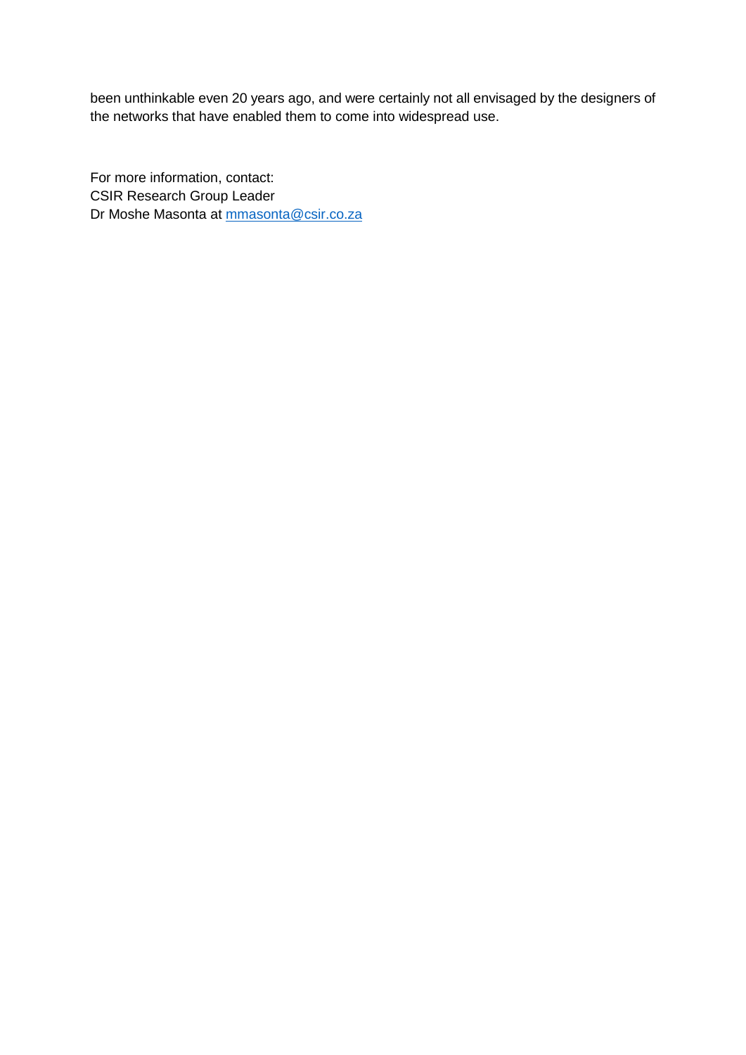been unthinkable even 20 years ago, and were certainly not all envisaged by the designers of the networks that have enabled them to come into widespread use.

For more information, contact:
CSIR Research Group Leader
Dr Moshe Masonta at mmasonta@csir.co.za